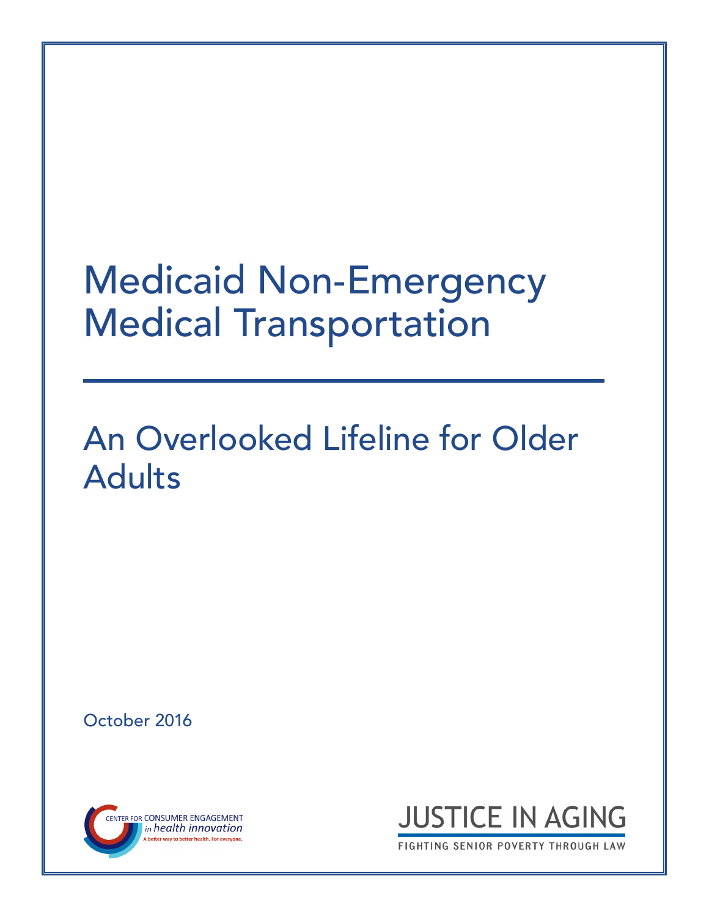# Medicaid Non-Emergency Medical Transportation

## An Overlooked Lifeline for Older Adults

October 2016

CENTER FOR CONSUMER ENGAGEMENT *in health innovation*
A better way to better health. For everyone.

JUSTICE IN AGING
FIGHTING SENIOR POVERTY THROUGH LAW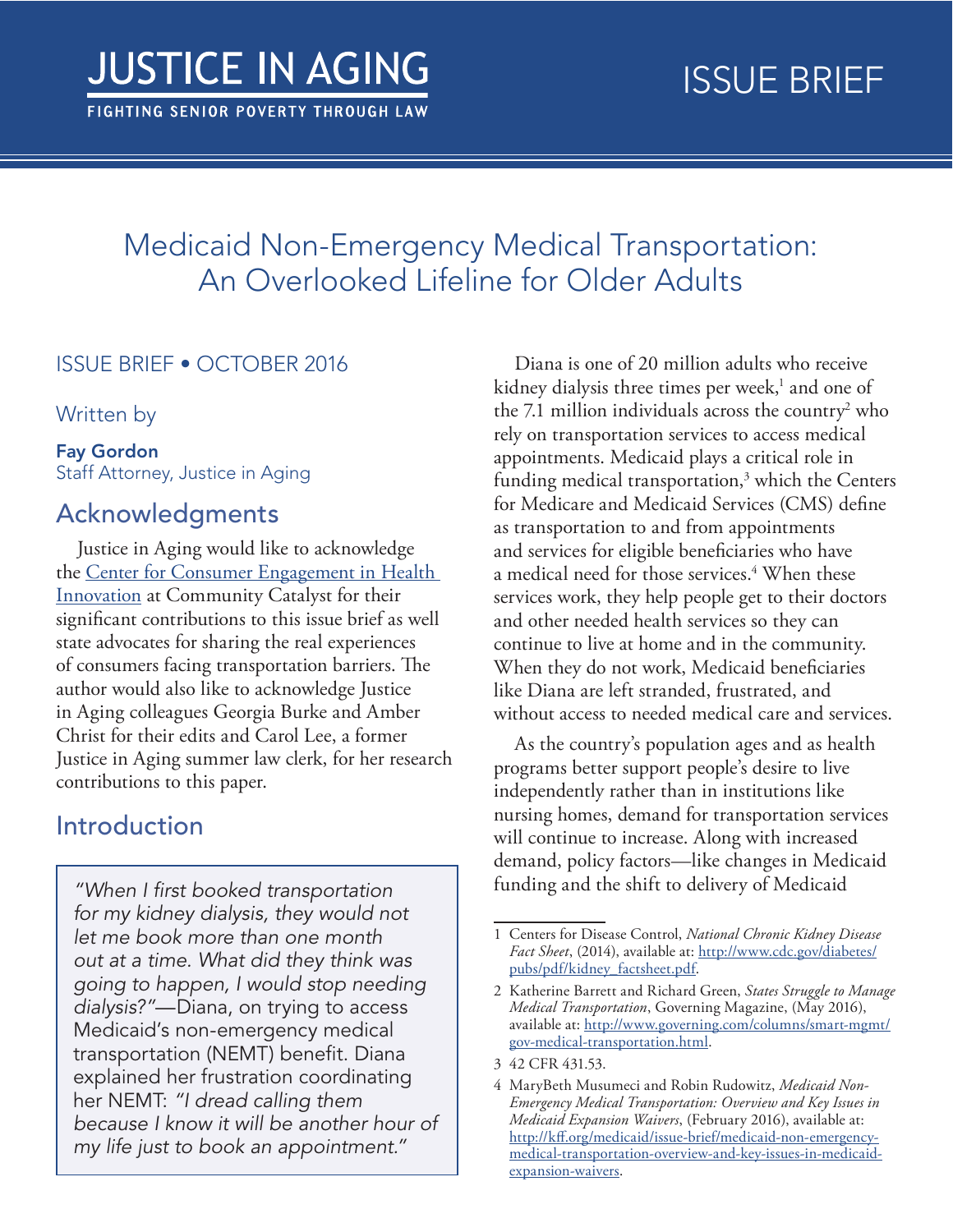JUSTICE IN AGING

FIGHTING SENIOR POVERTY THROUGH LAW

ISSUE BRIEF

# Medicaid Non-Emergency Medical Transportation: An Overlooked Lifeline for Older Adults

ISSUE BRIEF • OCTOBER 2016

Written by

**Fay Gordon**
Staff Attorney, Justice in Aging

## Acknowledgments

Justice in Aging would like to acknowledge the [Center for Consumer Engagement in Health Innovation](#) at Community Catalyst for their significant contributions to this issue brief as well state advocates for sharing the real experiences of consumers facing transportation barriers. The author would also like to acknowledge Justice in Aging colleagues Georgia Burke and Amber Christ for their edits and Carol Lee, a former Justice in Aging summer law clerk, for her research contributions to this paper.

## Introduction

> *"When I first booked transportation for my kidney dialysis, they would not let me book more than one month out at a time. What did they think was going to happen, I would stop needing dialysis?"*—Diana, on trying to access Medicaid's non-emergency medical transportation (NEMT) benefit. Diana explained her frustration coordinating her NEMT: *"I dread calling them because I know it will be another hour of my life just to book an appointment."*

Diana is one of 20 million adults who receive kidney dialysis three times per week,[1] and one of the 7.1 million individuals across the country[2] who rely on transportation services to access medical appointments. Medicaid plays a critical role in funding medical transportation,[3] which the Centers for Medicare and Medicaid Services (CMS) define as transportation to and from appointments and services for eligible beneficiaries who have a medical need for those services.[4] When these services work, they help people get to their doctors and other needed health services so they can continue to live at home and in the community. When they do not work, Medicaid beneficiaries like Diana are left stranded, frustrated, and without access to needed medical care and services.

As the country's population ages and as health programs better support people's desire to live independently rather than in institutions like nursing homes, demand for transportation services will continue to increase. Along with increased demand, policy factors—like changes in Medicaid funding and the shift to delivery of Medicaid

---

1 Centers for Disease Control, *National Chronic Kidney Disease Fact Sheet*, (2014), available at: http://www.cdc.gov/diabetes/pubs/pdf/kidney_factsheet.pdf.

2 Katherine Barrett and Richard Green, *States Struggle to Manage Medical Transportation*, Governing Magazine, (May 2016), available at: http://www.governing.com/columns/smart-mgmt/gov-medical-transportation.html.

3 42 CFR 431.53.

4 MaryBeth Musumeci and Robin Rudowitz, *Medicaid Non-Emergency Medical Transportation: Overview and Key Issues in Medicaid Expansion Waivers*, (February 2016), available at: http://kff.org/medicaid/issue-brief/medicaid-non-emergency-medical-transportation-overview-and-key-issues-in-medicaid-expansion-waivers.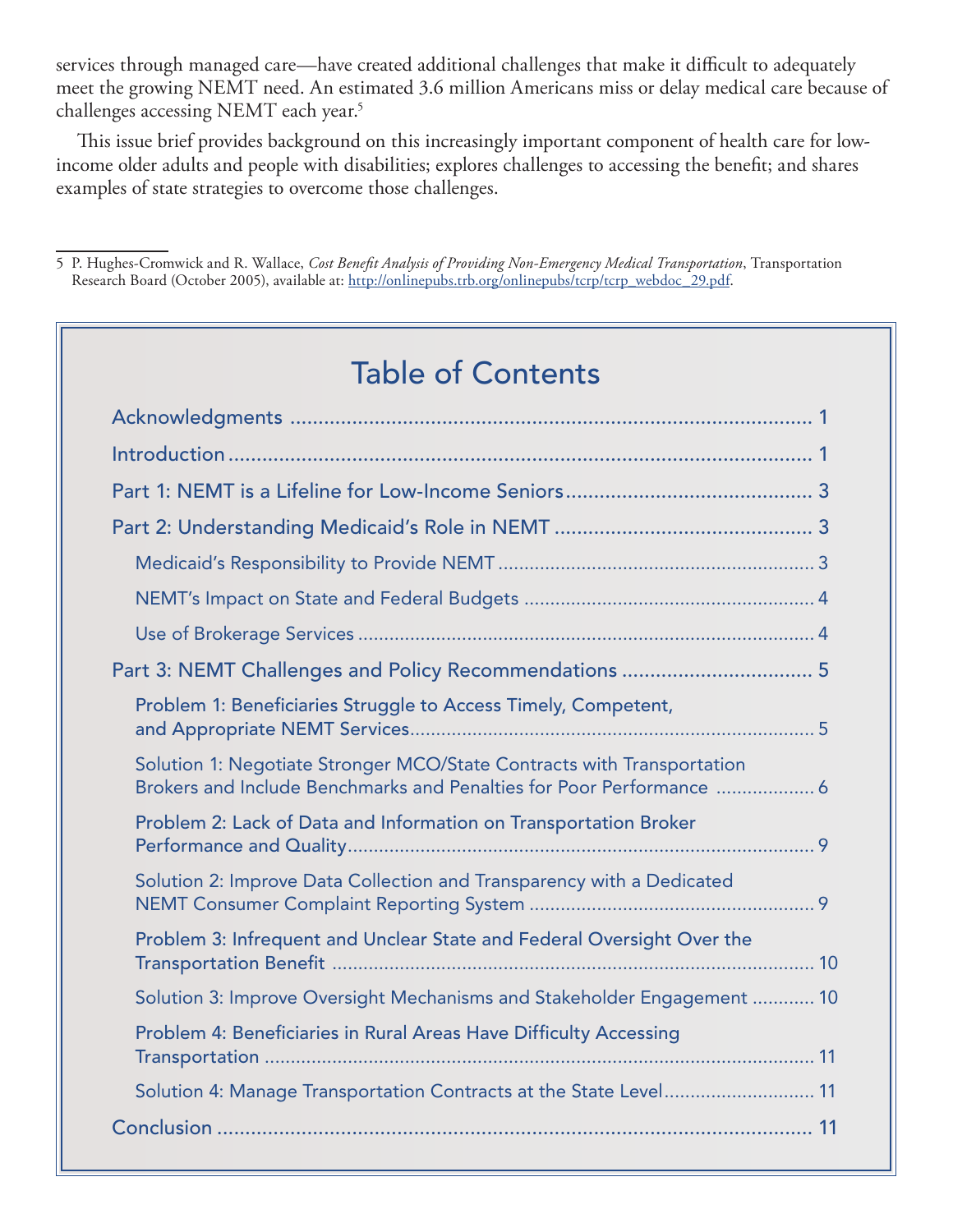services through managed care—have created additional challenges that make it difficult to adequately meet the growing NEMT need. An estimated 3.6 million Americans miss or delay medical care because of challenges accessing NEMT each year.[5]

This issue brief provides background on this increasingly important component of health care for low-income older adults and people with disabilities; explores challenges to accessing the benefit; and shares examples of state strategies to overcome those challenges.

---

5 P. Hughes-Cromwick and R. Wallace, *Cost Benefit Analysis of Providing Non-Emergency Medical Transportation*, Transportation Research Board (October 2005), available at: http://onlinepubs.trb.org/onlinepubs/tcrp/tcrp_webdoc_29.pdf.

## Table of Contents

- Acknowledgments ........ 1
- Introduction ........ 1
- Part 1: NEMT is a Lifeline for Low-Income Seniors ........ 3
- Part 2: Understanding Medicaid's Role in NEMT ........ 3
  - Medicaid's Responsibility to Provide NEMT ........ 3
  - NEMT's Impact on State and Federal Budgets ........ 4
  - Use of Brokerage Services ........ 4
- Part 3: NEMT Challenges and Policy Recommendations ........ 5
  - Problem 1: Beneficiaries Struggle to Access Timely, Competent, and Appropriate NEMT Services ........ 5
  - Solution 1: Negotiate Stronger MCO/State Contracts with Transportation Brokers and Include Benchmarks and Penalties for Poor Performance ........ 6
  - Problem 2: Lack of Data and Information on Transportation Broker Performance and Quality ........ 9
  - Solution 2: Improve Data Collection and Transparency with a Dedicated NEMT Consumer Complaint Reporting System ........ 9
  - Problem 3: Infrequent and Unclear State and Federal Oversight Over the Transportation Benefit ........ 10
  - Solution 3: Improve Oversight Mechanisms and Stakeholder Engagement ........ 10
  - Problem 4: Beneficiaries in Rural Areas Have Difficulty Accessing Transportation ........ 11
  - Solution 4: Manage Transportation Contracts at the State Level ........ 11
- Conclusion ........ 11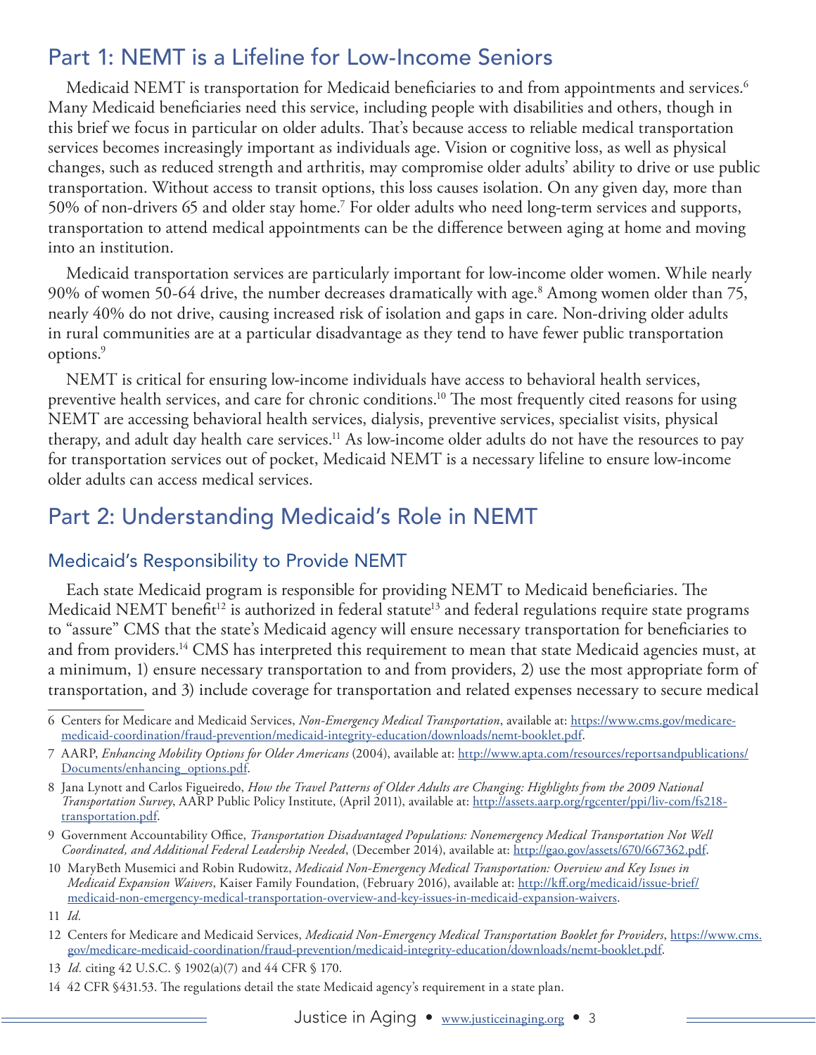## Part 1: NEMT is a Lifeline for Low-Income Seniors

Medicaid NEMT is transportation for Medicaid beneficiaries to and from appointments and services.[6] Many Medicaid beneficiaries need this service, including people with disabilities and others, though in this brief we focus in particular on older adults. That's because access to reliable medical transportation services becomes increasingly important as individuals age. Vision or cognitive loss, as well as physical changes, such as reduced strength and arthritis, may compromise older adults' ability to drive or use public transportation. Without access to transit options, this loss causes isolation. On any given day, more than 50% of non-drivers 65 and older stay home.[7] For older adults who need long-term services and supports, transportation to attend medical appointments can be the difference between aging at home and moving into an institution.

Medicaid transportation services are particularly important for low-income older women. While nearly 90% of women 50-64 drive, the number decreases dramatically with age.[8] Among women older than 75, nearly 40% do not drive, causing increased risk of isolation and gaps in care. Non-driving older adults in rural communities are at a particular disadvantage as they tend to have fewer public transportation options.[9]

NEMT is critical for ensuring low-income individuals have access to behavioral health services, preventive health services, and care for chronic conditions.[10] The most frequently cited reasons for using NEMT are accessing behavioral health services, dialysis, preventive services, specialist visits, physical therapy, and adult day health care services.[11] As low-income older adults do not have the resources to pay for transportation services out of pocket, Medicaid NEMT is a necessary lifeline to ensure low-income older adults can access medical services.

## Part 2: Understanding Medicaid's Role in NEMT

### Medicaid's Responsibility to Provide NEMT

Each state Medicaid program is responsible for providing NEMT to Medicaid beneficiaries. The Medicaid NEMT benefit[12] is authorized in federal statute[13] and federal regulations require state programs to "assure" CMS that the state's Medicaid agency will ensure necessary transportation for beneficiaries to and from providers.[14] CMS has interpreted this requirement to mean that state Medicaid agencies must, at a minimum, 1) ensure necessary transportation to and from providers, 2) use the most appropriate form of transportation, and 3) include coverage for transportation and related expenses necessary to secure medical

---

6 Centers for Medicare and Medicaid Services, *Non-Emergency Medical Transportation*, available at: https://www.cms.gov/medicare-medicaid-coordination/fraud-prevention/medicaid-integrity-education/downloads/nemt-booklet.pdf.

7 AARP, *Enhancing Mobility Options for Older Americans* (2004), available at: http://www.apta.com/resources/reportsandpublications/Documents/enhancing_options.pdf.

8 Jana Lynott and Carlos Figueiredo, *How the Travel Patterns of Older Adults are Changing: Highlights from the 2009 National Transportation Survey*, AARP Public Policy Institute, (April 2011), available at: http://assets.aarp.org/rgcenter/ppi/liv-com/fs218-transportation.pdf.

9 Government Accountability Office, *Transportation Disadvantaged Populations: Nonemergency Medical Transportation Not Well Coordinated, and Additional Federal Leadership Needed*, (December 2014), available at: http://gao.gov/assets/670/667362.pdf.

10 MaryBeth Musemici and Robin Rudowitz, *Medicaid Non-Emergency Medical Transportation: Overview and Key Issues in Medicaid Expansion Waivers*, Kaiser Family Foundation, (February 2016), available at: http://kff.org/medicaid/issue-brief/medicaid-non-emergency-medical-transportation-overview-and-key-issues-in-medicaid-expansion-waivers.

11 *Id.*

12 Centers for Medicare and Medicaid Services, *Medicaid Non-Emergency Medical Transportation Booklet for Providers*, https://www.cms.gov/medicare-medicaid-coordination/fraud-prevention/medicaid-integrity-education/downloads/nemt-booklet.pdf.

13 *Id.* citing 42 U.S.C. § 1902(a)(7) and 44 CFR § 170.

14 42 CFR §431.53. The regulations detail the state Medicaid agency's requirement in a state plan.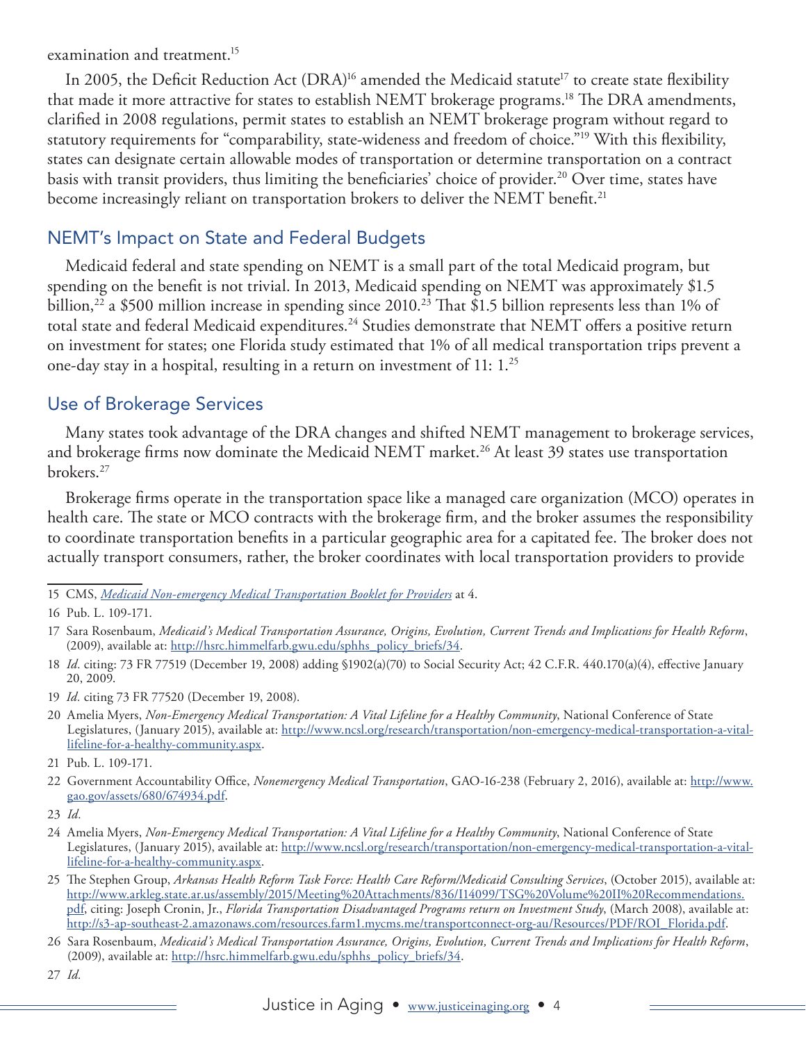examination and treatment.[15]

In 2005, the Deficit Reduction Act (DRA)[16] amended the Medicaid statute[17] to create state flexibility that made it more attractive for states to establish NEMT brokerage programs.[18] The DRA amendments, clarified in 2008 regulations, permit states to establish an NEMT brokerage program without regard to statutory requirements for "comparability, state-wideness and freedom of choice."[19] With this flexibility, states can designate certain allowable modes of transportation or determine transportation on a contract basis with transit providers, thus limiting the beneficiaries' choice of provider.[20] Over time, states have become increasingly reliant on transportation brokers to deliver the NEMT benefit.[21]

## NEMT's Impact on State and Federal Budgets

Medicaid federal and state spending on NEMT is a small part of the total Medicaid program, but spending on the benefit is not trivial. In 2013, Medicaid spending on NEMT was approximately $1.5 billion,[22] a $500 million increase in spending since 2010.[23] That $1.5 billion represents less than 1% of total state and federal Medicaid expenditures.[24] Studies demonstrate that NEMT offers a positive return on investment for states; one Florida study estimated that 1% of all medical transportation trips prevent a one-day stay in a hospital, resulting in a return on investment of 11: 1.[25]

## Use of Brokerage Services

Many states took advantage of the DRA changes and shifted NEMT management to brokerage services, and brokerage firms now dominate the Medicaid NEMT market.[26] At least 39 states use transportation brokers.[27]

Brokerage firms operate in the transportation space like a managed care organization (MCO) operates in health care. The state or MCO contracts with the brokerage firm, and the broker assumes the responsibility to coordinate transportation benefits in a particular geographic area for a capitated fee. The broker does not actually transport consumers, rather, the broker coordinates with local transportation providers to provide

---

15 CMS, *Medicaid Non-emergency Medical Transportation Booklet for Providers* at 4.

16 Pub. L. 109-171.

17 Sara Rosenbaum, *Medicaid's Medical Transportation Assurance, Origins, Evolution, Current Trends and Implications for Health Reform*, (2009), available at: http://hsrc.himmelfarb.gwu.edu/sphhs_policy_briefs/34.

18 *Id*. citing: 73 FR 77519 (December 19, 2008) adding §1902(a)(70) to Social Security Act; 42 C.F.R. 440.170(a)(4), effective January 20, 2009.

19 *Id*. citing 73 FR 77520 (December 19, 2008).

20 Amelia Myers, *Non-Emergency Medical Transportation: A Vital Lifeline for a Healthy Community*, National Conference of State Legislatures, (January 2015), available at: http://www.ncsl.org/research/transportation/non-emergency-medical-transportation-a-vital-lifeline-for-a-healthy-community.aspx.

21 Pub. L. 109-171.

22 Government Accountability Office, *Nonemergency Medical Transportation*, GAO-16-238 (February 2, 2016), available at: http://www.gao.gov/assets/680/674934.pdf.

23 *Id*.

24 Amelia Myers, *Non-Emergency Medical Transportation: A Vital Lifeline for a Healthy Community*, National Conference of State Legislatures, (January 2015), available at: http://www.ncsl.org/research/transportation/non-emergency-medical-transportation-a-vital-lifeline-for-a-healthy-community.aspx.

25 The Stephen Group, *Arkansas Health Reform Task Force: Health Care Reform/Medicaid Consulting Services*, (October 2015), available at: http://www.arkleg.state.ar.us/assembly/2015/Meeting%20Attachments/836/I14099/TSG%20Volume%20II%20Recommendations.pdf, citing: Joseph Cronin, Jr., *Florida Transportation Disadvantaged Programs return on Investment Study*, (March 2008), available at: http://s3-ap-southeast-2.amazonaws.com/resources.farm1.mycms.me/transportconnect-org-au/Resources/PDF/ROI_Florida.pdf.

26 Sara Rosenbaum, *Medicaid's Medical Transportation Assurance, Origins, Evolution, Current Trends and Implications for Health Reform*, (2009), available at: http://hsrc.himmelfarb.gwu.edu/sphhs_policy_briefs/34.

27 *Id.*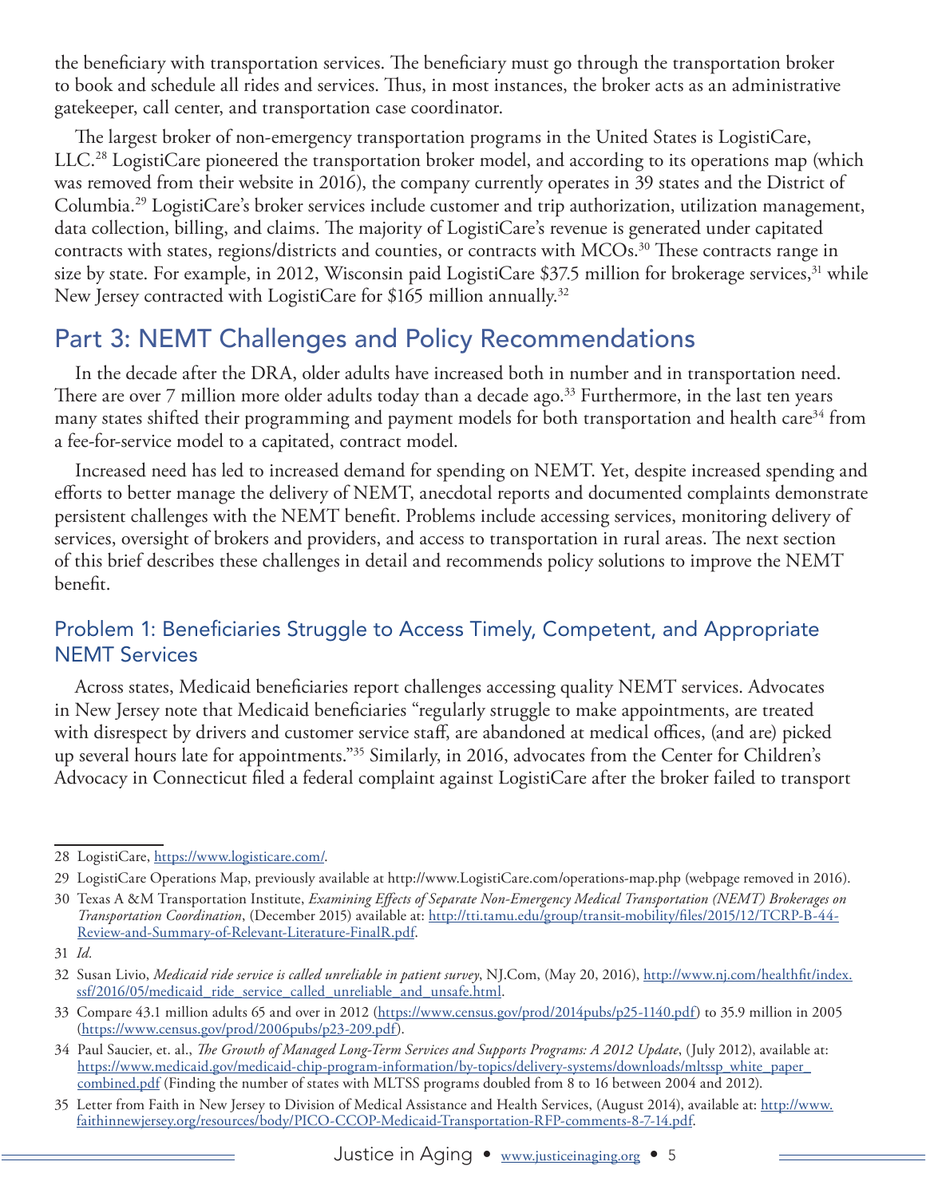the beneficiary with transportation services. The beneficiary must go through the transportation broker to book and schedule all rides and services. Thus, in most instances, the broker acts as an administrative gatekeeper, call center, and transportation case coordinator.

The largest broker of non-emergency transportation programs in the United States is LogistiCare, LLC.[28] LogistiCare pioneered the transportation broker model, and according to its operations map (which was removed from their website in 2016), the company currently operates in 39 states and the District of Columbia.[29] LogistiCare's broker services include customer and trip authorization, utilization management, data collection, billing, and claims. The majority of LogistiCare's revenue is generated under capitated contracts with states, regions/districts and counties, or contracts with MCOs.[30] These contracts range in size by state. For example, in 2012, Wisconsin paid LogistiCare $37.5 million for brokerage services,[31] while New Jersey contracted with LogistiCare for $165 million annually.[32]

## Part 3: NEMT Challenges and Policy Recommendations

In the decade after the DRA, older adults have increased both in number and in transportation need. There are over 7 million more older adults today than a decade ago.[33] Furthermore, in the last ten years many states shifted their programming and payment models for both transportation and health care[34] from a fee-for-service model to a capitated, contract model.

Increased need has led to increased demand for spending on NEMT. Yet, despite increased spending and efforts to better manage the delivery of NEMT, anecdotal reports and documented complaints demonstrate persistent challenges with the NEMT benefit. Problems include accessing services, monitoring delivery of services, oversight of brokers and providers, and access to transportation in rural areas. The next section of this brief describes these challenges in detail and recommends policy solutions to improve the NEMT benefit.

### Problem 1: Beneficiaries Struggle to Access Timely, Competent, and Appropriate NEMT Services

Across states, Medicaid beneficiaries report challenges accessing quality NEMT services. Advocates in New Jersey note that Medicaid beneficiaries "regularly struggle to make appointments, are treated with disrespect by drivers and customer service staff, are abandoned at medical offices, (and are) picked up several hours late for appointments."[35] Similarly, in 2016, advocates from the Center for Children's Advocacy in Connecticut filed a federal complaint against LogistiCare after the broker failed to transport

---

28 LogistiCare, https://www.logisticare.com/.

29 LogistiCare Operations Map, previously available at http://www.LogistiCare.com/operations-map.php (webpage removed in 2016).

30 Texas A &M Transportation Institute, *Examining Effects of Separate Non-Emergency Medical Transportation (NEMT) Brokerages on Transportation Coordination*, (December 2015) available at: http://tti.tamu.edu/group/transit-mobility/files/2015/12/TCRP-B-44-Review-and-Summary-of-Relevant-Literature-FinalR.pdf.

31 *Id.*

32 Susan Livio, *Medicaid ride service is called unreliable in patient survey*, NJ.Com, (May 20, 2016), http://www.nj.com/healthfit/index.ssf/2016/05/medicaid_ride_service_called_unreliable_and_unsafe.html.

33 Compare 43.1 million adults 65 and over in 2012 (https://www.census.gov/prod/2014pubs/p25-1140.pdf) to 35.9 million in 2005 (https://www.census.gov/prod/2006pubs/p23-209.pdf).

34 Paul Saucier, et. al., *The Growth of Managed Long-Term Services and Supports Programs: A 2012 Update*, (July 2012), available at: https://www.medicaid.gov/medicaid-chip-program-information/by-topics/delivery-systems/downloads/mltssp_white_paper_combined.pdf (Finding the number of states with MLTSS programs doubled from 8 to 16 between 2004 and 2012).

35 Letter from Faith in New Jersey to Division of Medical Assistance and Health Services, (August 2014), available at: http://www.faithinnewjersey.org/resources/body/PICO-CCOP-Medicaid-Transportation-RFP-comments-8-7-14.pdf.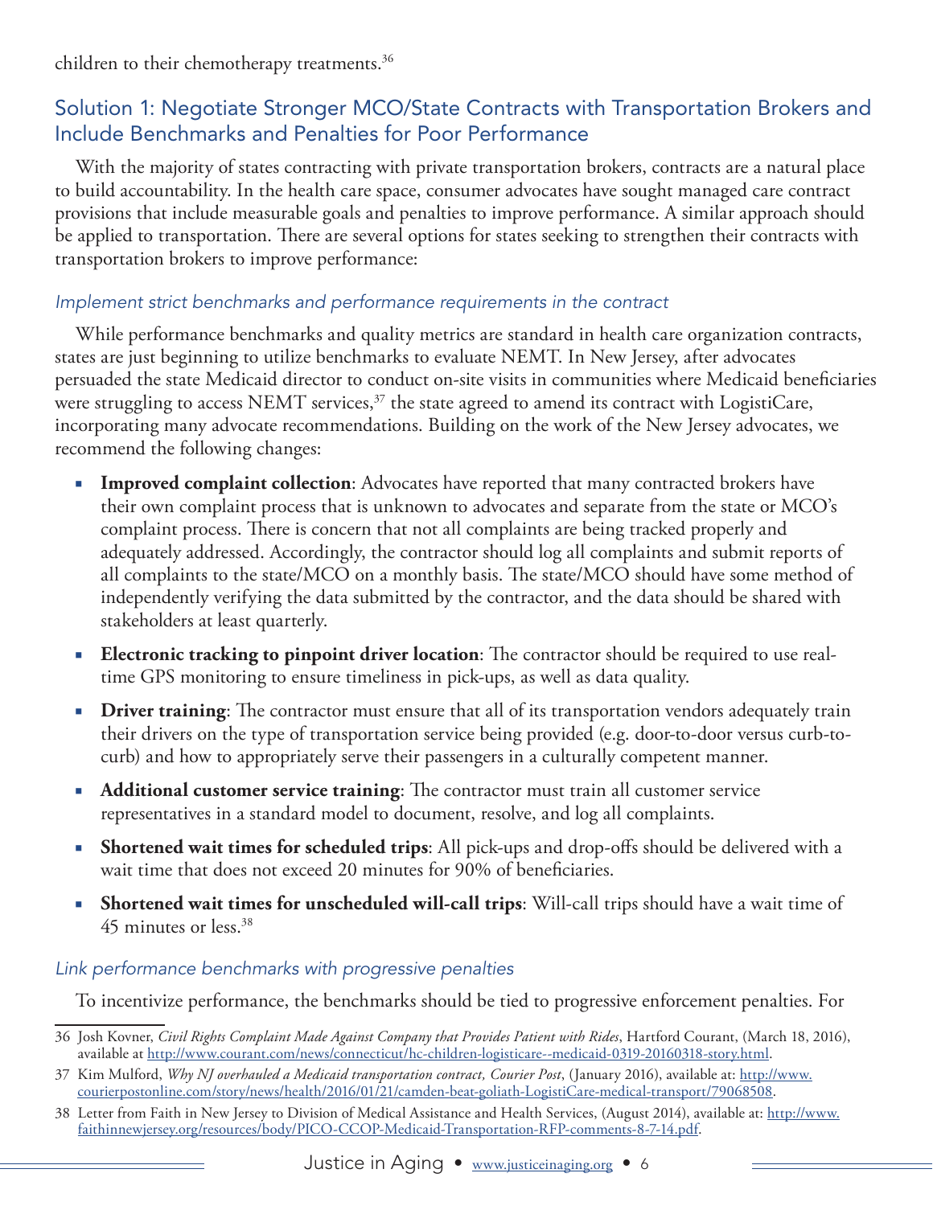children to their chemotherapy treatments.[36]

## Solution 1: Negotiate Stronger MCO/State Contracts with Transportation Brokers and Include Benchmarks and Penalties for Poor Performance

With the majority of states contracting with private transportation brokers, contracts are a natural place to build accountability. In the health care space, consumer advocates have sought managed care contract provisions that include measurable goals and penalties to improve performance. A similar approach should be applied to transportation. There are several options for states seeking to strengthen their contracts with transportation brokers to improve performance:

### *Implement strict benchmarks and performance requirements in the contract*

While performance benchmarks and quality metrics are standard in health care organization contracts, states are just beginning to utilize benchmarks to evaluate NEMT. In New Jersey, after advocates persuaded the state Medicaid director to conduct on-site visits in communities where Medicaid beneficiaries were struggling to access NEMT services,[37] the state agreed to amend its contract with LogistiCare, incorporating many advocate recommendations. Building on the work of the New Jersey advocates, we recommend the following changes:

- **Improved complaint collection**: Advocates have reported that many contracted brokers have their own complaint process that is unknown to advocates and separate from the state or MCO's complaint process. There is concern that not all complaints are being tracked properly and adequately addressed. Accordingly, the contractor should log all complaints and submit reports of all complaints to the state/MCO on a monthly basis. The state/MCO should have some method of independently verifying the data submitted by the contractor, and the data should be shared with stakeholders at least quarterly.
- **Electronic tracking to pinpoint driver location**: The contractor should be required to use real-time GPS monitoring to ensure timeliness in pick-ups, as well as data quality.
- **Driver training**: The contractor must ensure that all of its transportation vendors adequately train their drivers on the type of transportation service being provided (e.g. door-to-door versus curb-to-curb) and how to appropriately serve their passengers in a culturally competent manner.
- **Additional customer service training**: The contractor must train all customer service representatives in a standard model to document, resolve, and log all complaints.
- **Shortened wait times for scheduled trips**: All pick-ups and drop-offs should be delivered with a wait time that does not exceed 20 minutes for 90% of beneficiaries.
- **Shortened wait times for unscheduled will-call trips**: Will-call trips should have a wait time of 45 minutes or less.[38]

### *Link performance benchmarks with progressive penalties*

To incentivize performance, the benchmarks should be tied to progressive enforcement penalties. For

---

36 Josh Kovner, *Civil Rights Complaint Made Against Company that Provides Patient with Rides*, Hartford Courant, (March 18, 2016), available at http://www.courant.com/news/connecticut/hc-children-logisticare--medicaid-0319-20160318-story.html.

37 Kim Mulford, *Why NJ overhauled a Medicaid transportation contract, Courier Post*, (January 2016), available at: http://www.courierpostonline.com/story/news/health/2016/01/21/camden-beat-goliath-LogistiCare-medical-transport/79068508.

38 Letter from Faith in New Jersey to Division of Medical Assistance and Health Services, (August 2014), available at: http://www.faithinnewjersey.org/resources/body/PICO-CCOP-Medicaid-Transportation-RFP-comments-8-7-14.pdf.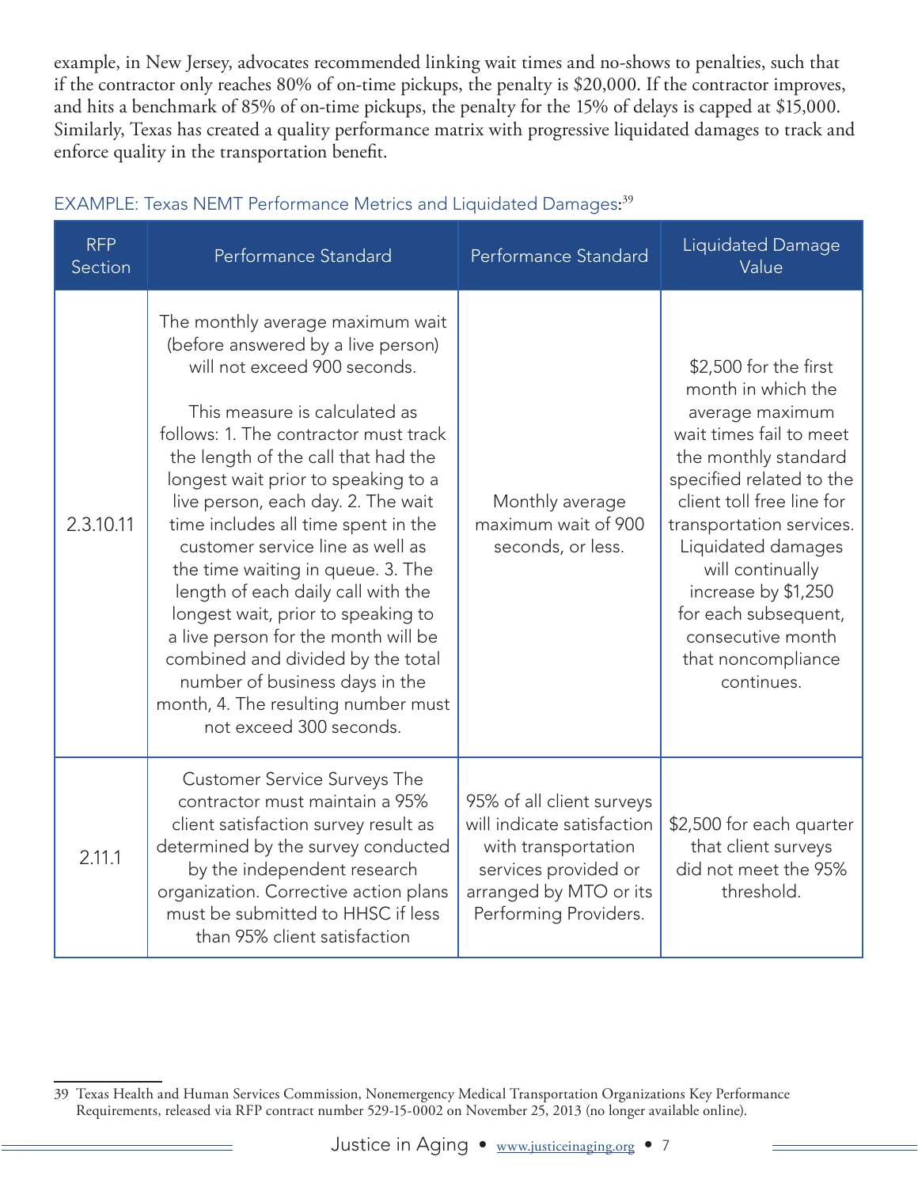example, in New Jersey, advocates recommended linking wait times and no-shows to penalties, such that if the contractor only reaches 80% of on-time pickups, the penalty is $20,000. If the contractor improves, and hits a benchmark of 85% of on-time pickups, the penalty for the 15% of delays is capped at $15,000. Similarly, Texas has created a quality performance matrix with progressive liquidated damages to track and enforce quality in the transportation benefit.

EXAMPLE: Texas NEMT Performance Metrics and Liquidated Damages:[39]

| RFP Section | Performance Standard | Performance Standard | Liquidated Damage Value |
|---|---|---|---|
| 2.3.10.11 | The monthly average maximum wait (before answered by a live person) will not exceed 900 seconds.<br><br>This measure is calculated as follows: 1. The contractor must track the length of the call that had the longest wait prior to speaking to a live person, each day. 2. The wait time includes all time spent in the customer service line as well as the time waiting in queue. 3. The length of each daily call with the longest wait, prior to speaking to a live person for the month will be combined and divided by the total number of business days in the month, 4. The resulting number must not exceed 300 seconds. | Monthly average maximum wait of 900 seconds, or less. | $2,500 for the first month in which the average maximum wait times fail to meet the monthly standard specified related to the client toll free line for transportation services. Liquidated damages will continually increase by $1,250 for each subsequent, consecutive month that noncompliance continues. |
| 2.11.1 | Customer Service Surveys The contractor must maintain a 95% client satisfaction survey result as determined by the survey conducted by the independent research organization. Corrective action plans must be submitted to HHSC if less than 95% client satisfaction | 95% of all client surveys will indicate satisfaction with transportation services provided or arranged by MTO or its Performing Providers. | $2,500 for each quarter that client surveys did not meet the 95% threshold. |

39 Texas Health and Human Services Commission, Nonemergency Medical Transportation Organizations Key Performance Requirements, released via RFP contract number 529-15-0002 on November 25, 2013 (no longer available online).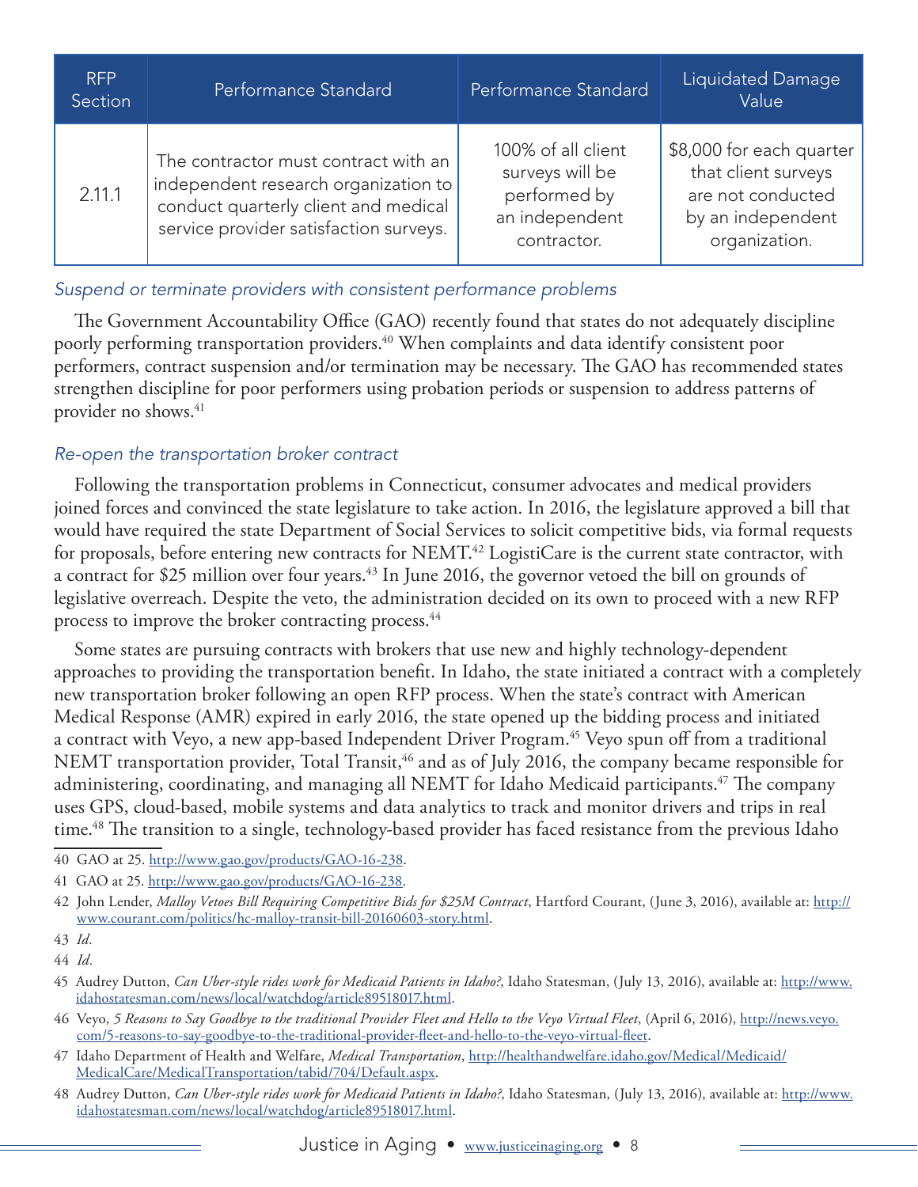| RFP Section | Performance Standard | Performance Standard | Liquidated Damage Value |
|---|---|---|---|
| 2.11.1 | The contractor must contract with an independent research organization to conduct quarterly client and medical service provider satisfaction surveys. | 100% of all client surveys will be performed by an independent contractor. | $8,000 for each quarter that client surveys are not conducted by an independent organization. |

### *Suspend or terminate providers with consistent performance problems*

The Government Accountability Office (GAO) recently found that states do not adequately discipline poorly performing transportation providers.[40] When complaints and data identify consistent poor performers, contract suspension and/or termination may be necessary. The GAO has recommended states strengthen discipline for poor performers using probation periods or suspension to address patterns of provider no shows.[41]

### *Re-open the transportation broker contract*

Following the transportation problems in Connecticut, consumer advocates and medical providers joined forces and convinced the state legislature to take action. In 2016, the legislature approved a bill that would have required the state Department of Social Services to solicit competitive bids, via formal requests for proposals, before entering new contracts for NEMT.[42] LogistiCare is the current state contractor, with a contract for $25 million over four years.[43] In June 2016, the governor vetoed the bill on grounds of legislative overreach. Despite the veto, the administration decided on its own to proceed with a new RFP process to improve the broker contracting process.[44]

Some states are pursuing contracts with brokers that use new and highly technology-dependent approaches to providing the transportation benefit. In Idaho, the state initiated a contract with a completely new transportation broker following an open RFP process. When the state's contract with American Medical Response (AMR) expired in early 2016, the state opened up the bidding process and initiated a contract with Veyo, a new app-based Independent Driver Program.[45] Veyo spun off from a traditional NEMT transportation provider, Total Transit,[46] and as of July 2016, the company became responsible for administering, coordinating, and managing all NEMT for Idaho Medicaid participants.[47] The company uses GPS, cloud-based, mobile systems and data analytics to track and monitor drivers and trips in real time.[48] The transition to a single, technology-based provider has faced resistance from the previous Idaho

---

40 GAO at 25. http://www.gao.gov/products/GAO-16-238.

41 GAO at 25. http://www.gao.gov/products/GAO-16-238.

42 John Lender, *Malloy Vetoes Bill Requiring Competitive Bids for $25M Contract*, Hartford Courant, (June 3, 2016), available at: http://www.courant.com/politics/hc-malloy-transit-bill-20160603-story.html.

43 *Id.*

44 *Id.*

45 Audrey Dutton, *Can Uber-style rides work for Medicaid Patients in Idaho?*, Idaho Statesman, (July 13, 2016), available at: http://www.idahostatesman.com/news/local/watchdog/article89518017.html.

46 Veyo, *5 Reasons to Say Goodbye to the traditional Provider Fleet and Hello to the Veyo Virtual Fleet*, (April 6, 2016), http://news.veyo.com/5-reasons-to-say-goodbye-to-the-traditional-provider-fleet-and-hello-to-the-veyo-virtual-fleet.

47 Idaho Department of Health and Welfare, *Medical Transportation*, http://healthandwelfare.idaho.gov/Medical/Medicaid/MedicalCare/MedicalTransportation/tabid/704/Default.aspx.

48 Audrey Dutton, *Can Uber-style rides work for Medicaid Patients in Idaho?*, Idaho Statesman, (July 13, 2016), available at: http://www.idahostatesman.com/news/local/watchdog/article89518017.html.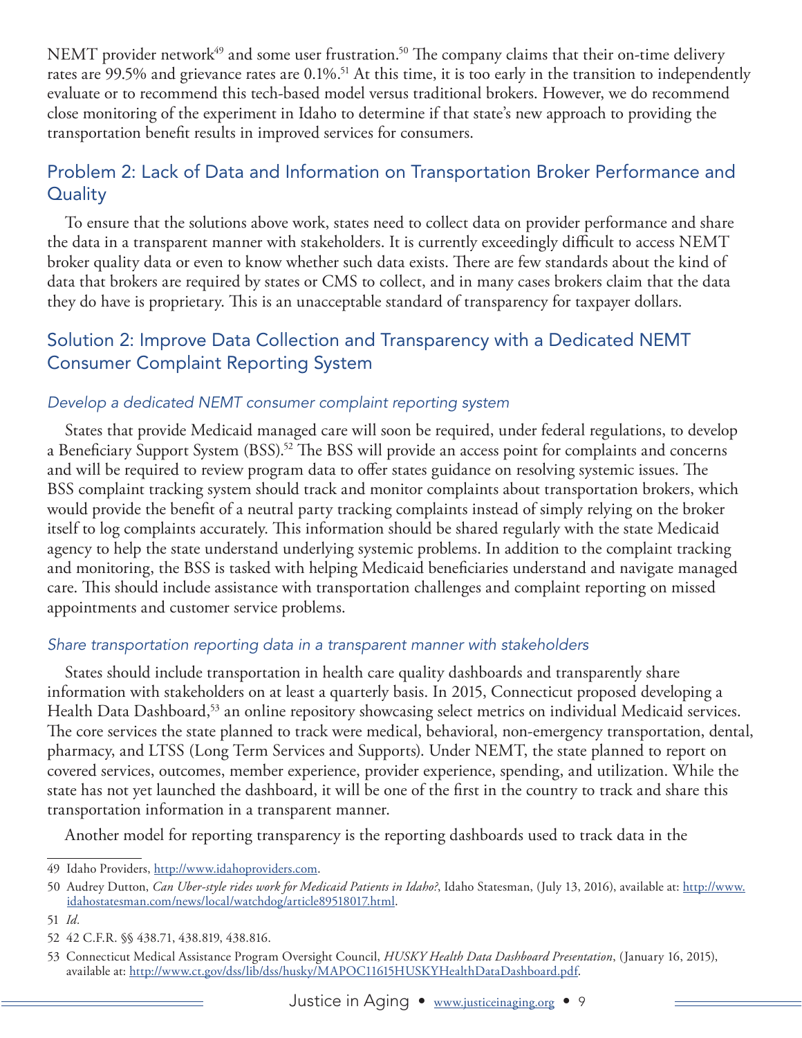NEMT provider network[49] and some user frustration.[50] The company claims that their on-time delivery rates are 99.5% and grievance rates are 0.1%.[51] At this time, it is too early in the transition to independently evaluate or to recommend this tech-based model versus traditional brokers. However, we do recommend close monitoring of the experiment in Idaho to determine if that state's new approach to providing the transportation benefit results in improved services for consumers.

## Problem 2: Lack of Data and Information on Transportation Broker Performance and Quality

To ensure that the solutions above work, states need to collect data on provider performance and share the data in a transparent manner with stakeholders. It is currently exceedingly difficult to access NEMT broker quality data or even to know whether such data exists. There are few standards about the kind of data that brokers are required by states or CMS to collect, and in many cases brokers claim that the data they do have is proprietary. This is an unacceptable standard of transparency for taxpayer dollars.

## Solution 2: Improve Data Collection and Transparency with a Dedicated NEMT Consumer Complaint Reporting System

### *Develop a dedicated NEMT consumer complaint reporting system*

States that provide Medicaid managed care will soon be required, under federal regulations, to develop a Beneficiary Support System (BSS).[52] The BSS will provide an access point for complaints and concerns and will be required to review program data to offer states guidance on resolving systemic issues. The BSS complaint tracking system should track and monitor complaints about transportation brokers, which would provide the benefit of a neutral party tracking complaints instead of simply relying on the broker itself to log complaints accurately. This information should be shared regularly with the state Medicaid agency to help the state understand underlying systemic problems. In addition to the complaint tracking and monitoring, the BSS is tasked with helping Medicaid beneficiaries understand and navigate managed care. This should include assistance with transportation challenges and complaint reporting on missed appointments and customer service problems.

### *Share transportation reporting data in a transparent manner with stakeholders*

States should include transportation in health care quality dashboards and transparently share information with stakeholders on at least a quarterly basis. In 2015, Connecticut proposed developing a Health Data Dashboard,[53] an online repository showcasing select metrics on individual Medicaid services. The core services the state planned to track were medical, behavioral, non-emergency transportation, dental, pharmacy, and LTSS (Long Term Services and Supports). Under NEMT, the state planned to report on covered services, outcomes, member experience, provider experience, spending, and utilization. While the state has not yet launched the dashboard, it will be one of the first in the country to track and share this transportation information in a transparent manner.

Another model for reporting transparency is the reporting dashboards used to track data in the

---

49 Idaho Providers, http://www.idahoproviders.com.

50 Audrey Dutton, *Can Uber-style rides work for Medicaid Patients in Idaho?*, Idaho Statesman, (July 13, 2016), available at: http://www.idahostatesman.com/news/local/watchdog/article89518017.html.

51 *Id.*

52 42 C.F.R. §§ 438.71, 438.819, 438.816.

53 Connecticut Medical Assistance Program Oversight Council, *HUSKY Health Data Dashboard Presentation*, (January 16, 2015), available at: http://www.ct.gov/dss/lib/dss/husky/MAPOC11615HUSKYHealthDataDashboard.pdf.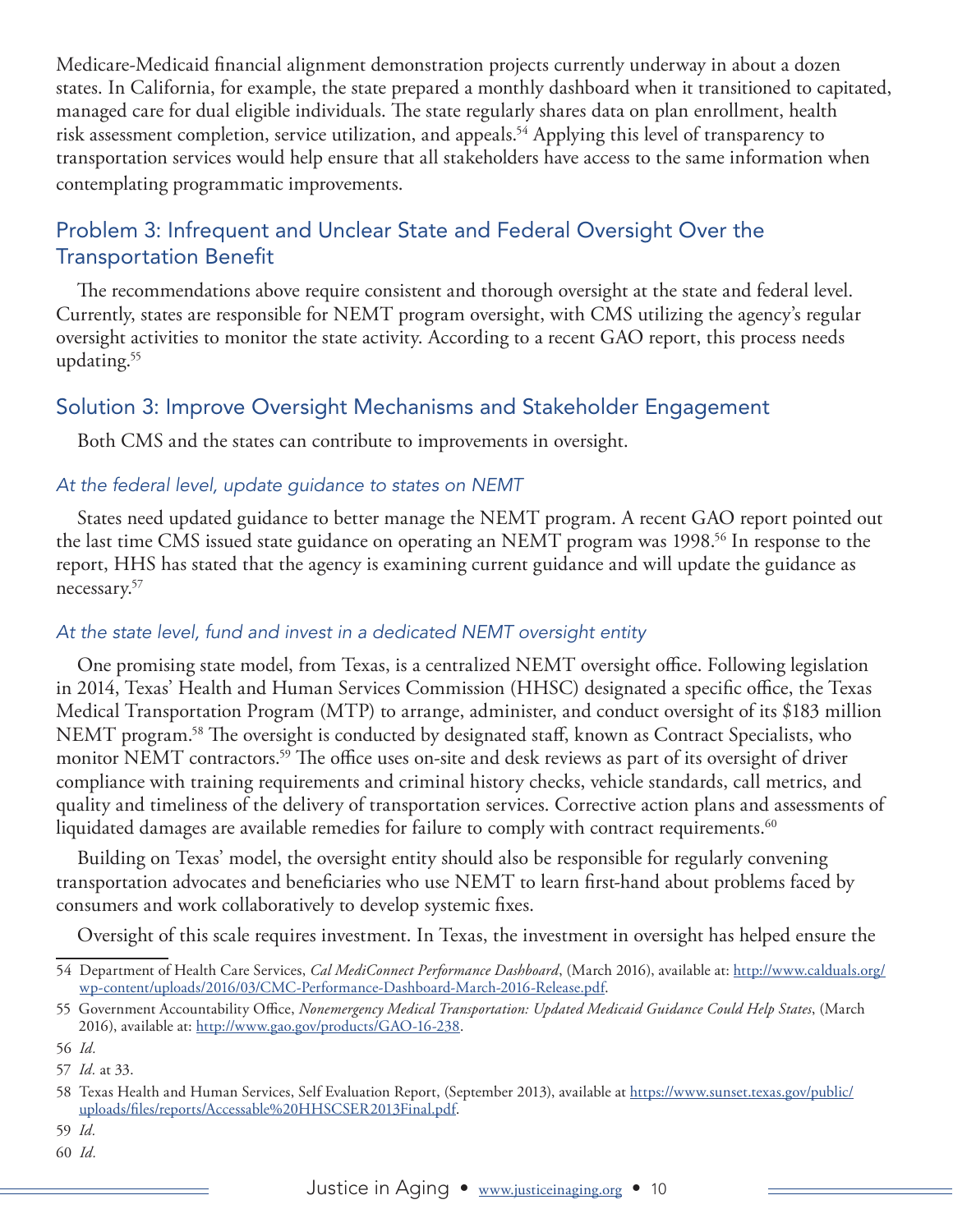Medicare-Medicaid financial alignment demonstration projects currently underway in about a dozen states. In California, for example, the state prepared a monthly dashboard when it transitioned to capitated, managed care for dual eligible individuals. The state regularly shares data on plan enrollment, health risk assessment completion, service utilization, and appeals.[54] Applying this level of transparency to transportation services would help ensure that all stakeholders have access to the same information when contemplating programmatic improvements.

## Problem 3: Infrequent and Unclear State and Federal Oversight Over the Transportation Benefit

The recommendations above require consistent and thorough oversight at the state and federal level. Currently, states are responsible for NEMT program oversight, with CMS utilizing the agency's regular oversight activities to monitor the state activity. According to a recent GAO report, this process needs updating.[55]

## Solution 3: Improve Oversight Mechanisms and Stakeholder Engagement

Both CMS and the states can contribute to improvements in oversight.

### *At the federal level, update guidance to states on NEMT*

States need updated guidance to better manage the NEMT program. A recent GAO report pointed out the last time CMS issued state guidance on operating an NEMT program was 1998.[56] In response to the report, HHS has stated that the agency is examining current guidance and will update the guidance as necessary.[57]

### *At the state level, fund and invest in a dedicated NEMT oversight entity*

One promising state model, from Texas, is a centralized NEMT oversight office. Following legislation in 2014, Texas' Health and Human Services Commission (HHSC) designated a specific office, the Texas Medical Transportation Program (MTP) to arrange, administer, and conduct oversight of its $183 million NEMT program.[58] The oversight is conducted by designated staff, known as Contract Specialists, who monitor NEMT contractors.[59] The office uses on-site and desk reviews as part of its oversight of driver compliance with training requirements and criminal history checks, vehicle standards, call metrics, and quality and timeliness of the delivery of transportation services. Corrective action plans and assessments of liquidated damages are available remedies for failure to comply with contract requirements.[60]

Building on Texas' model, the oversight entity should also be responsible for regularly convening transportation advocates and beneficiaries who use NEMT to learn first-hand about problems faced by consumers and work collaboratively to develop systemic fixes.

Oversight of this scale requires investment. In Texas, the investment in oversight has helped ensure the

---

54 Department of Health Care Services, *Cal MediConnect Performance Dashboard*, (March 2016), available at: http://www.calduals.org/wp-content/uploads/2016/03/CMC-Performance-Dashboard-March-2016-Release.pdf.

55 Government Accountability Office, *Nonemergency Medical Transportation: Updated Medicaid Guidance Could Help States*, (March 2016), available at: http://www.gao.gov/products/GAO-16-238.

56 *Id.*

57 *Id.* at 33.

58 Texas Health and Human Services, Self Evaluation Report, (September 2013), available at https://www.sunset.texas.gov/public/uploads/files/reports/Accessable%20HHSCSER2013Final.pdf.

59 *Id.*

60 *Id.*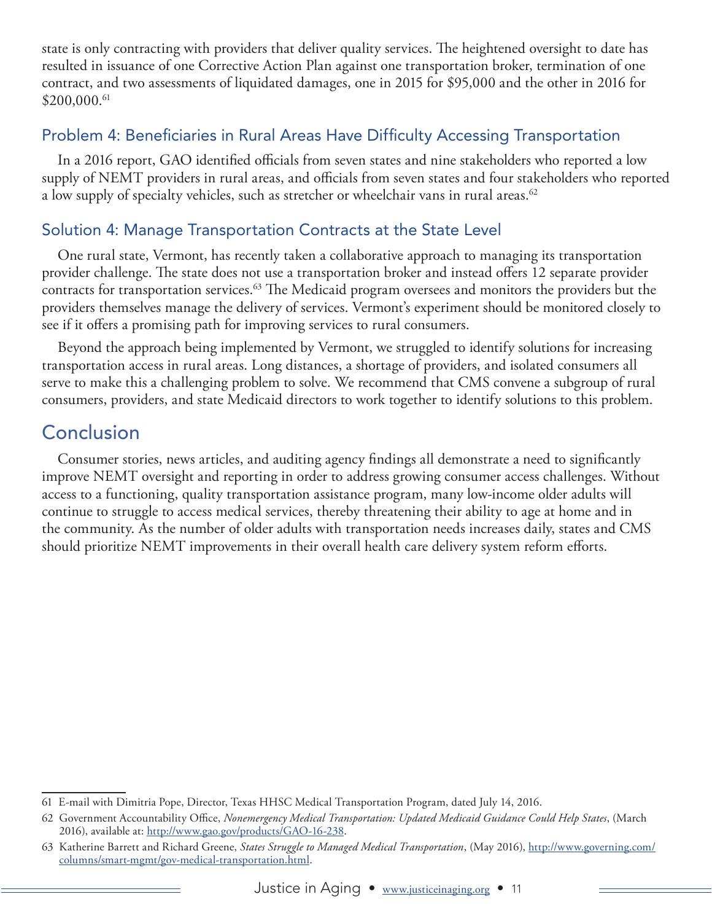state is only contracting with providers that deliver quality services. The heightened oversight to date has resulted in issuance of one Corrective Action Plan against one transportation broker, termination of one contract, and two assessments of liquidated damages, one in 2015 for $95,000 and the other in 2016 for $200,000.[61]

## Problem 4: Beneficiaries in Rural Areas Have Difficulty Accessing Transportation

In a 2016 report, GAO identified officials from seven states and nine stakeholders who reported a low supply of NEMT providers in rural areas, and officials from seven states and four stakeholders who reported a low supply of specialty vehicles, such as stretcher or wheelchair vans in rural areas.[62]

## Solution 4: Manage Transportation Contracts at the State Level

One rural state, Vermont, has recently taken a collaborative approach to managing its transportation provider challenge. The state does not use a transportation broker and instead offers 12 separate provider contracts for transportation services.[63] The Medicaid program oversees and monitors the providers but the providers themselves manage the delivery of services. Vermont's experiment should be monitored closely to see if it offers a promising path for improving services to rural consumers.

Beyond the approach being implemented by Vermont, we struggled to identify solutions for increasing transportation access in rural areas. Long distances, a shortage of providers, and isolated consumers all serve to make this a challenging problem to solve. We recommend that CMS convene a subgroup of rural consumers, providers, and state Medicaid directors to work together to identify solutions to this problem.

# Conclusion

Consumer stories, news articles, and auditing agency findings all demonstrate a need to significantly improve NEMT oversight and reporting in order to address growing consumer access challenges. Without access to a functioning, quality transportation assistance program, many low-income older adults will continue to struggle to access medical services, thereby threatening their ability to age at home and in the community. As the number of older adults with transportation needs increases daily, states and CMS should prioritize NEMT improvements in their overall health care delivery system reform efforts.

---

61 E-mail with Dimitria Pope, Director, Texas HHSC Medical Transportation Program, dated July 14, 2016.

62 Government Accountability Office, *Nonemergency Medical Transportation: Updated Medicaid Guidance Could Help States*, (March 2016), available at: http://www.gao.gov/products/GAO-16-238.

63 Katherine Barrett and Richard Greene, *States Struggle to Managed Medical Transportation*, (May 2016), http://www.governing.com/columns/smart-mgmt/gov-medical-transportation.html.